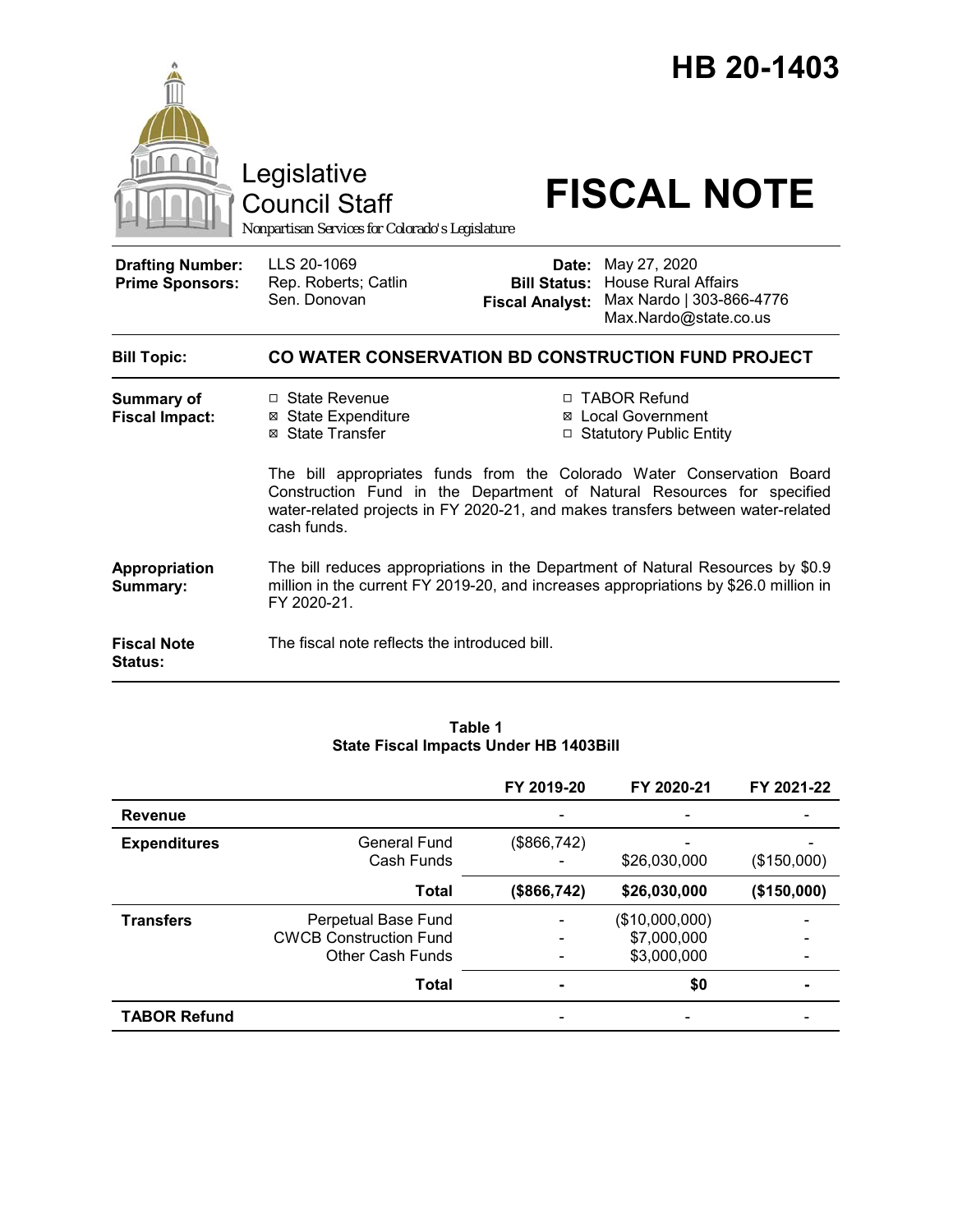# HB 20-1403

Legislative Council Staff

Nonpartisan Services for Colorado's Legislature

# FISCAL NOTE

| | | | |
|---|---|---|---|
| **Drafting Number:** | LLS 20-1069 | **Date:** | May 27, 2020 |
| **Prime Sponsors:** | Rep. Roberts; Catlin<br>Sen. Donovan | **Bill Status:** | House Rural Affairs |
| | | **Fiscal Analyst:** | Max Nardo \| 303-866-4776<br>Max.Nardo@state.co.us |

| | |
|---|---|
| **Bill Topic:** | **CO WATER CONSERVATION BD CONSTRUCTION FUND PROJECT** |

**Summary of Fiscal Impact:**

- ☐ State Revenue
- ☒ State Expenditure
- ☒ State Transfer
- ☐ TABOR Refund
- ☒ Local Government
- ☐ Statutory Public Entity

The bill appropriates funds from the Colorado Water Conservation Board Construction Fund in the Department of Natural Resources for specified water-related projects in FY 2020-21, and makes transfers between water-related cash funds.

**Appropriation Summary:** The bill reduces appropriations in the Department of Natural Resources by $0.9 million in the current FY 2019-20, and increases appropriations by $26.0 million in FY 2020-21.

**Fiscal Note Status:** The fiscal note reflects the introduced bill.

**Table 1**
**State Fiscal Impacts Under HB 1403Bill**

| | | FY 2019-20 | FY 2020-21 | FY 2021-22 |
|---|---|---|---|---|
| **Revenue** | | - | - | - |
| **Expenditures** | General Fund | ($866,742) | - | - |
| | Cash Funds | - | $26,030,000 | ($150,000) |
| | **Total** | **($866,742)** | **$26,030,000** | **($150,000)** |
| **Transfers** | Perpetual Base Fund | - | ($10,000,000) | - |
| | CWCB Construction Fund | - | $7,000,000 | - |
| | Other Cash Funds | - | $3,000,000 | - |
| | **Total** | **-** | **$0** | **-** |
| **TABOR Refund** | | - | - | - |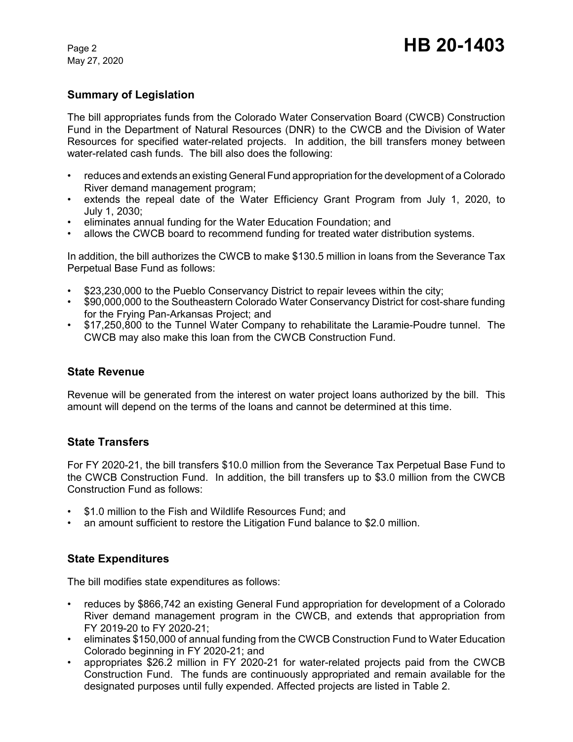## Summary of Legislation

The bill appropriates funds from the Colorado Water Conservation Board (CWCB) Construction Fund in the Department of Natural Resources (DNR) to the CWCB and the Division of Water Resources for specified water-related projects. In addition, the bill transfers money between water-related cash funds. The bill also does the following:

- reduces and extends an existing General Fund appropriation for the development of a Colorado River demand management program;
- extends the repeal date of the Water Efficiency Grant Program from July 1, 2020, to July 1, 2030;
- eliminates annual funding for the Water Education Foundation; and
- allows the CWCB board to recommend funding for treated water distribution systems.

In addition, the bill authorizes the CWCB to make $130.5 million in loans from the Severance Tax Perpetual Base Fund as follows:

- $23,230,000 to the Pueblo Conservancy District to repair levees within the city;
- $90,000,000 to the Southeastern Colorado Water Conservancy District for cost-share funding for the Frying Pan-Arkansas Project; and
- $17,250,800 to the Tunnel Water Company to rehabilitate the Laramie-Poudre tunnel. The CWCB may also make this loan from the CWCB Construction Fund.

## State Revenue

Revenue will be generated from the interest on water project loans authorized by the bill. This amount will depend on the terms of the loans and cannot be determined at this time.

## State Transfers

For FY 2020-21, the bill transfers $10.0 million from the Severance Tax Perpetual Base Fund to the CWCB Construction Fund. In addition, the bill transfers up to $3.0 million from the CWCB Construction Fund as follows:

- $1.0 million to the Fish and Wildlife Resources Fund; and
- an amount sufficient to restore the Litigation Fund balance to $2.0 million.

## State Expenditures

The bill modifies state expenditures as follows:

- reduces by $866,742 an existing General Fund appropriation for development of a Colorado River demand management program in the CWCB, and extends that appropriation from FY 2019-20 to FY 2020-21;
- eliminates $150,000 of annual funding from the CWCB Construction Fund to Water Education Colorado beginning in FY 2020-21; and
- appropriates $26.2 million in FY 2020-21 for water-related projects paid from the CWCB Construction Fund. The funds are continuously appropriated and remain available for the designated purposes until fully expended. Affected projects are listed in Table 2.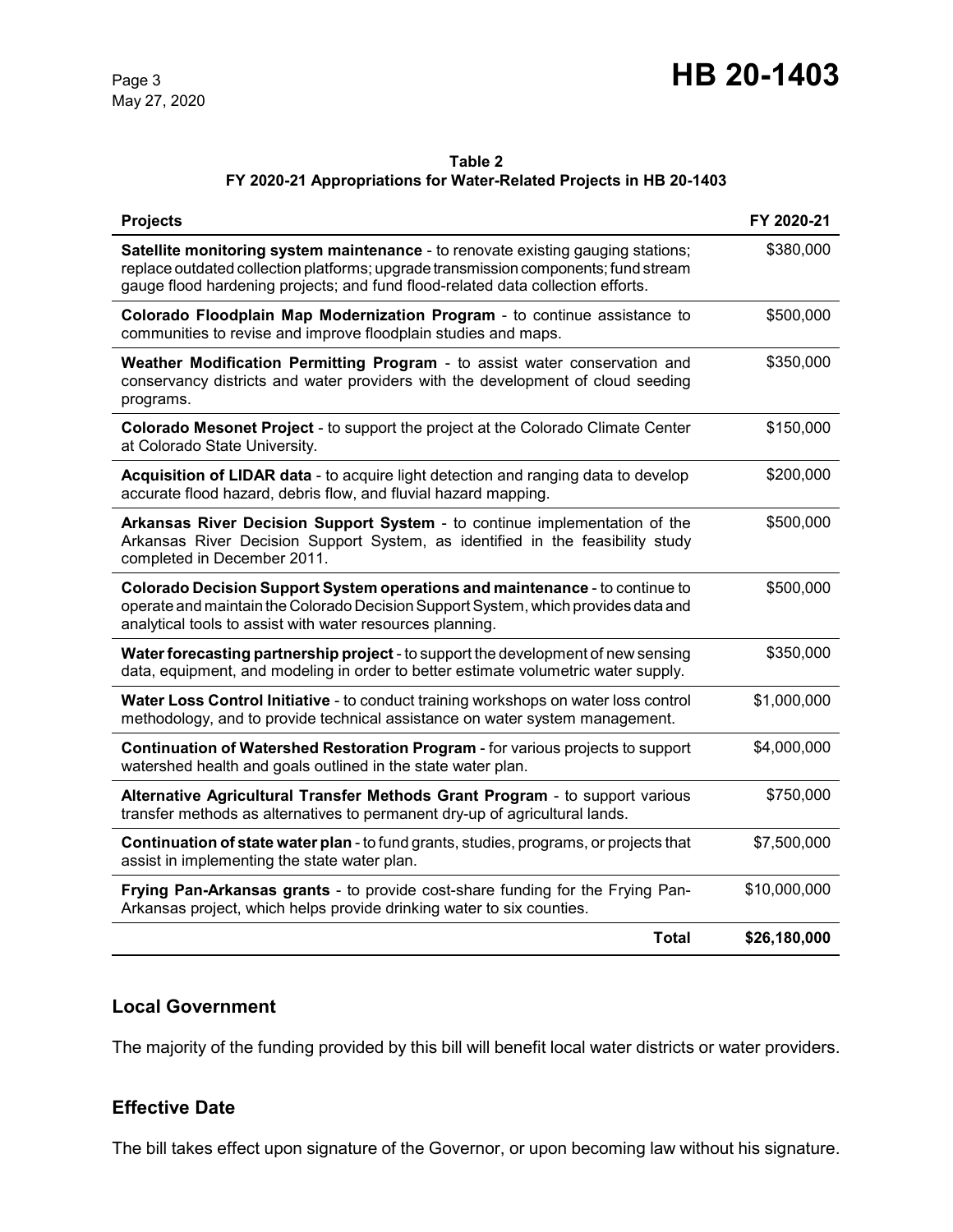**Table 2**
**FY 2020-21 Appropriations for Water-Related Projects in HB 20-1403**

| Projects | FY 2020-21 |
|---|---|
| **Satellite monitoring system maintenance** - to renovate existing gauging stations; replace outdated collection platforms; upgrade transmission components; fund stream gauge flood hardening projects; and fund flood-related data collection efforts. | $380,000 |
| **Colorado Floodplain Map Modernization Program** - to continue assistance to communities to revise and improve floodplain studies and maps. | $500,000 |
| **Weather Modification Permitting Program** - to assist water conservation and conservancy districts and water providers with the development of cloud seeding programs. | $350,000 |
| **Colorado Mesonet Project** - to support the project at the Colorado Climate Center at Colorado State University. | $150,000 |
| **Acquisition of LIDAR data** - to acquire light detection and ranging data to develop accurate flood hazard, debris flow, and fluvial hazard mapping. | $200,000 |
| **Arkansas River Decision Support System** - to continue implementation of the Arkansas River Decision Support System, as identified in the feasibility study completed in December 2011. | $500,000 |
| **Colorado Decision Support System operations and maintenance** - to continue to operate and maintain the Colorado Decision Support System, which provides data and analytical tools to assist with water resources planning. | $500,000 |
| **Water forecasting partnership project** - to support the development of new sensing data, equipment, and modeling in order to better estimate volumetric water supply. | $350,000 |
| **Water Loss Control Initiative** - to conduct training workshops on water loss control methodology, and to provide technical assistance on water system management. | $1,000,000 |
| **Continuation of Watershed Restoration Program** - for various projects to support watershed health and goals outlined in the state water plan. | $4,000,000 |
| **Alternative Agricultural Transfer Methods Grant Program** - to support various transfer methods as alternatives to permanent dry-up of agricultural lands. | $750,000 |
| **Continuation of state water plan** - to fund grants, studies, programs, or projects that assist in implementing the state water plan. | $7,500,000 |
| **Frying Pan-Arkansas grants** - to provide cost-share funding for the Frying Pan-Arkansas project, which helps provide drinking water to six counties. | $10,000,000 |
| **Total** | **$26,180,000** |

## Local Government

The majority of the funding provided by this bill will benefit local water districts or water providers.

## Effective Date

The bill takes effect upon signature of the Governor, or upon becoming law without his signature.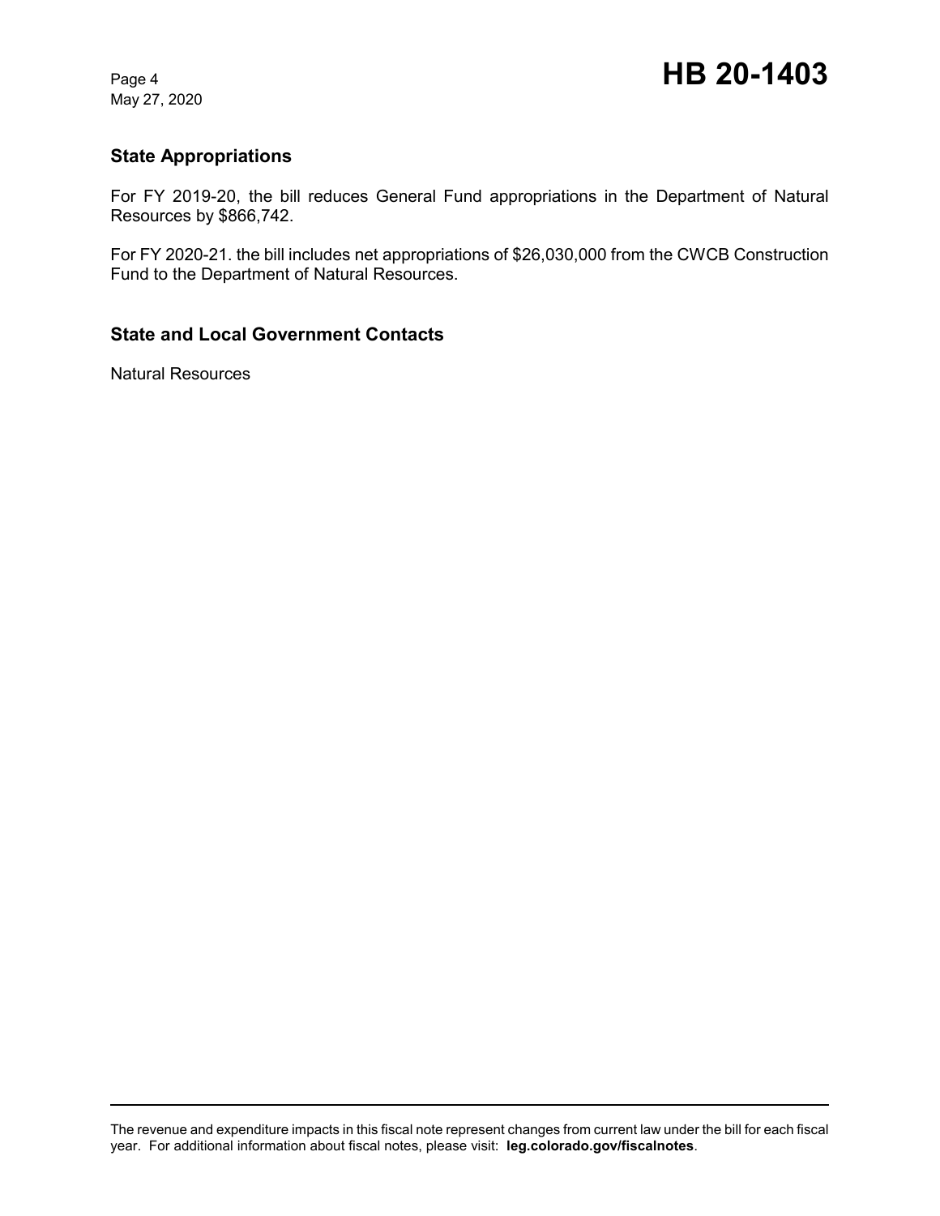## State Appropriations

For FY 2019-20, the bill reduces General Fund appropriations in the Department of Natural Resources by $866,742.

For FY 2020-21. the bill includes net appropriations of $26,030,000 from the CWCB Construction Fund to the Department of Natural Resources.

## State and Local Government Contacts

Natural Resources

The revenue and expenditure impacts in this fiscal note represent changes from current law under the bill for each fiscal year. For additional information about fiscal notes, please visit: **leg.colorado.gov/fiscalnotes**.